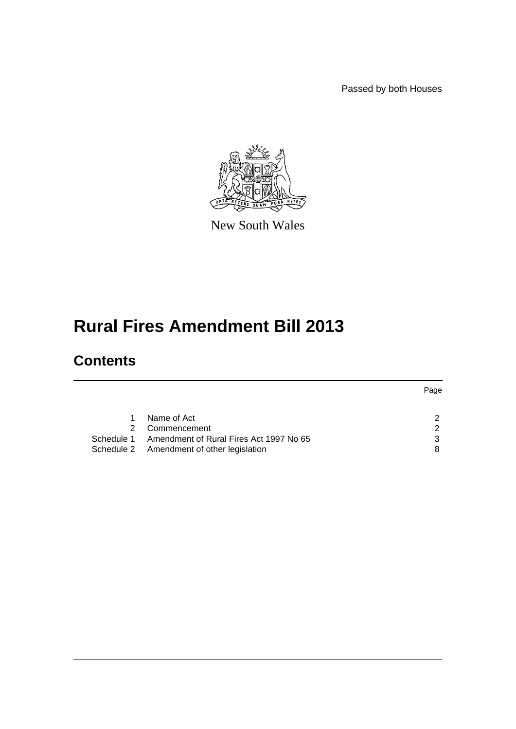Passed by both Houses

New South Wales

# Rural Fires Amendment Bill 2013

## Contents

| | | Page |
|---|---|---|
| 1 | Name of Act | 2 |
| 2 | Commencement | 2 |
| Schedule 1 | Amendment of Rural Fires Act 1997 No 65 | 3 |
| Schedule 2 | Amendment of other legislation | 8 |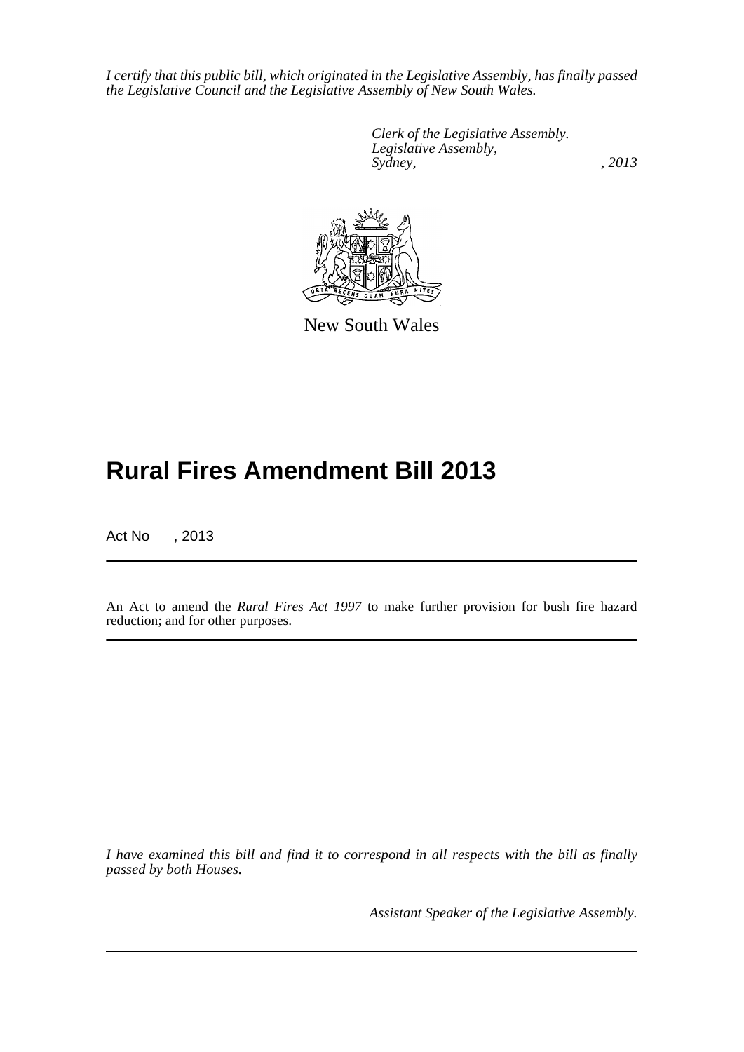*I certify that this public bill, which originated in the Legislative Assembly, has finally passed the Legislative Council and the Legislative Assembly of New South Wales.*

*Clerk of the Legislative Assembly.*
*Legislative Assembly,*
*Sydney, , 2013*

New South Wales

# Rural Fires Amendment Bill 2013

Act No , 2013

An Act to amend the *Rural Fires Act 1997* to make further provision for bush fire hazard reduction; and for other purposes.

*I have examined this bill and find it to correspond in all respects with the bill as finally passed by both Houses.*

*Assistant Speaker of the Legislative Assembly.*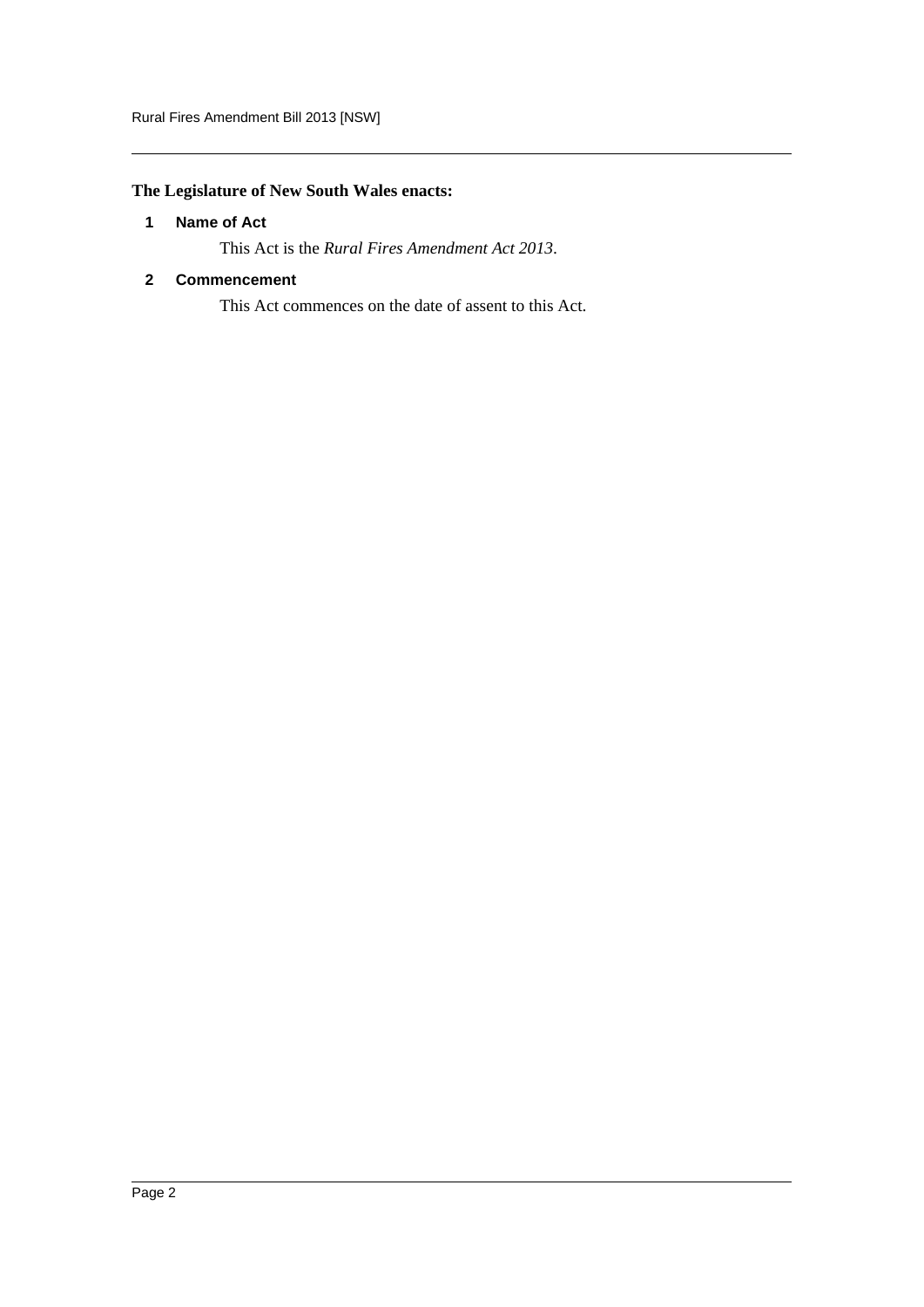**The Legislature of New South Wales enacts:**

### 1 Name of Act

This Act is the *Rural Fires Amendment Act 2013*.

### 2 Commencement

This Act commences on the date of assent to this Act.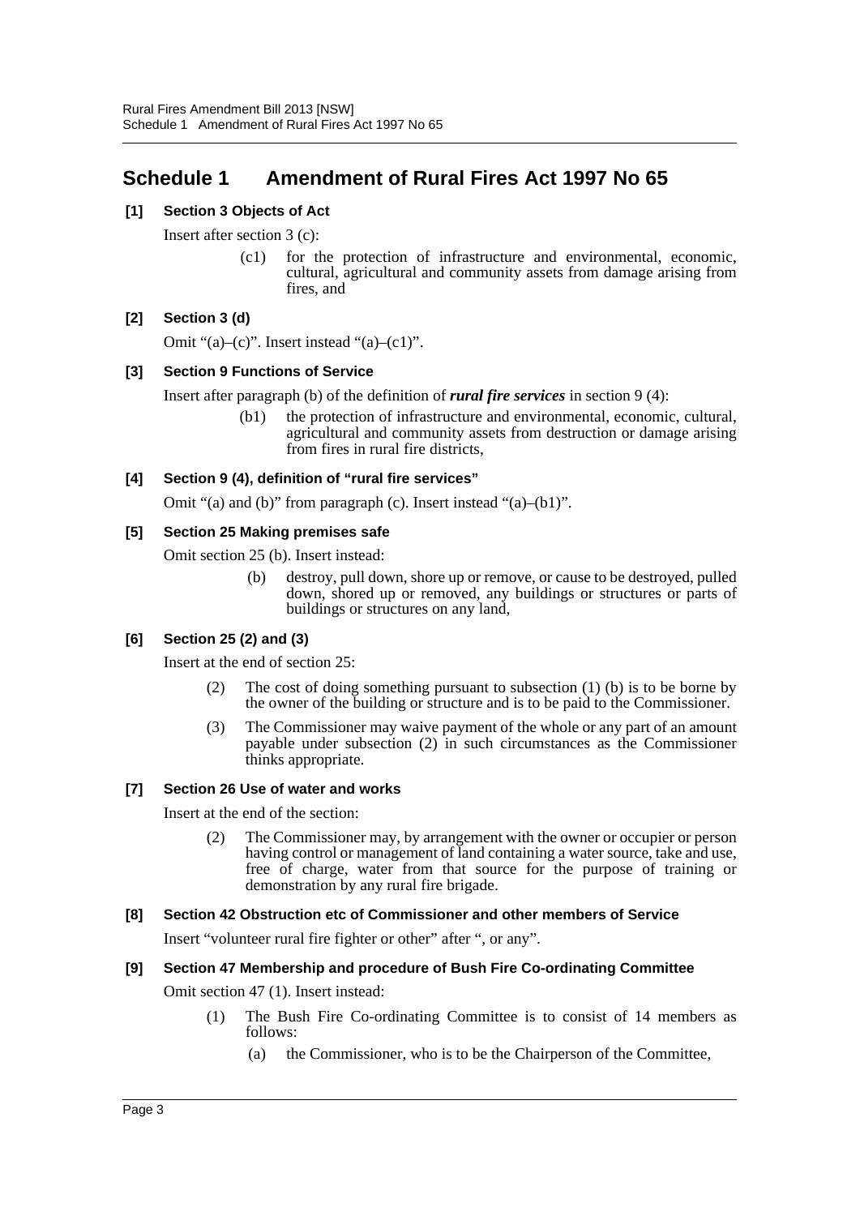# Schedule 1 Amendment of Rural Fires Act 1997 No 65

**[1] Section 3 Objects of Act**

Insert after section 3 (c):

> (c1) for the protection of infrastructure and environmental, economic, cultural, agricultural and community assets from damage arising from fires, and

**[2] Section 3 (d)**

Omit "(a)–(c)". Insert instead "(a)–(c1)".

**[3] Section 9 Functions of Service**

Insert after paragraph (b) of the definition of ***rural fire services*** in section 9 (4):

> (b1) the protection of infrastructure and environmental, economic, cultural, agricultural and community assets from destruction or damage arising from fires in rural fire districts,

**[4] Section 9 (4), definition of "rural fire services"**

Omit "(a) and (b)" from paragraph (c). Insert instead "(a)–(b1)".

**[5] Section 25 Making premises safe**

Omit section 25 (b). Insert instead:

> (b) destroy, pull down, shore up or remove, or cause to be destroyed, pulled down, shored up or removed, any buildings or structures or parts of buildings or structures on any land,

**[6] Section 25 (2) and (3)**

Insert at the end of section 25:

> (2) The cost of doing something pursuant to subsection (1) (b) is to be borne by the owner of the building or structure and is to be paid to the Commissioner.
>
> (3) The Commissioner may waive payment of the whole or any part of an amount payable under subsection (2) in such circumstances as the Commissioner thinks appropriate.

**[7] Section 26 Use of water and works**

Insert at the end of the section:

> (2) The Commissioner may, by arrangement with the owner or occupier or person having control or management of land containing a water source, take and use, free of charge, water from that source for the purpose of training or demonstration by any rural fire brigade.

**[8] Section 42 Obstruction etc of Commissioner and other members of Service**

Insert "volunteer rural fire fighter or other" after ", or any".

**[9] Section 47 Membership and procedure of Bush Fire Co-ordinating Committee**

Omit section 47 (1). Insert instead:

> (1) The Bush Fire Co-ordinating Committee is to consist of 14 members as follows:
>
> (a) the Commissioner, who is to be the Chairperson of the Committee,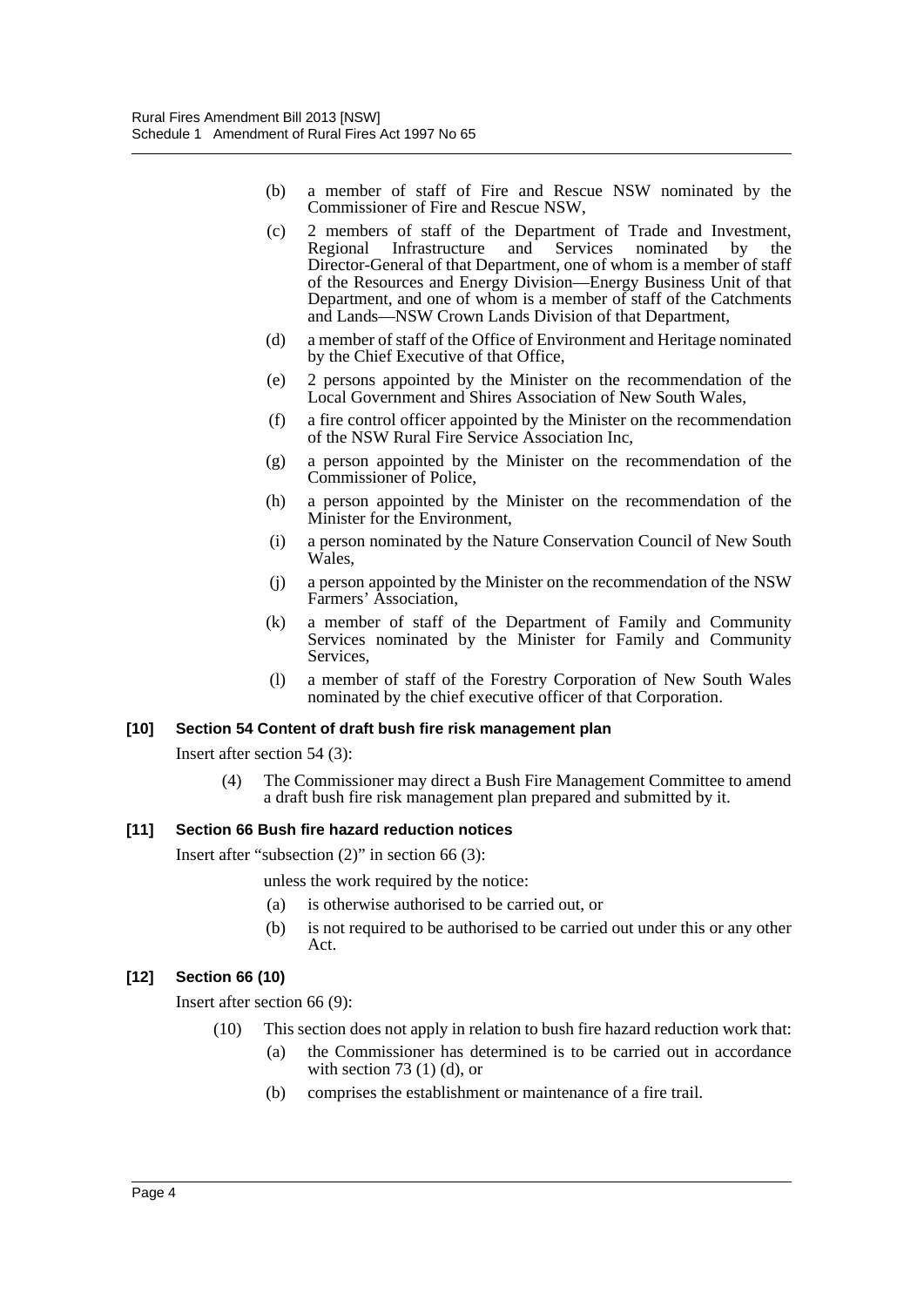(b) a member of staff of Fire and Rescue NSW nominated by the Commissioner of Fire and Rescue NSW,

(c) 2 members of staff of the Department of Trade and Investment, Regional Infrastructure and Services nominated by the Director-General of that Department, one of whom is a member of staff of the Resources and Energy Division—Energy Business Unit of that Department, and one of whom is a member of staff of the Catchments and Lands—NSW Crown Lands Division of that Department,

(d) a member of staff of the Office of Environment and Heritage nominated by the Chief Executive of that Office,

(e) 2 persons appointed by the Minister on the recommendation of the Local Government and Shires Association of New South Wales,

(f) a fire control officer appointed by the Minister on the recommendation of the NSW Rural Fire Service Association Inc,

(g) a person appointed by the Minister on the recommendation of the Commissioner of Police,

(h) a person appointed by the Minister on the recommendation of the Minister for the Environment,

(i) a person nominated by the Nature Conservation Council of New South Wales,

(j) a person appointed by the Minister on the recommendation of the NSW Farmers' Association,

(k) a member of staff of the Department of Family and Community Services nominated by the Minister for Family and Community Services,

(l) a member of staff of the Forestry Corporation of New South Wales nominated by the chief executive officer of that Corporation.

#### [10] Section 54 Content of draft bush fire risk management plan

Insert after section 54 (3):

(4) The Commissioner may direct a Bush Fire Management Committee to amend a draft bush fire risk management plan prepared and submitted by it.

#### [11] Section 66 Bush fire hazard reduction notices

Insert after "subsection (2)" in section 66 (3):

unless the work required by the notice:

(a) is otherwise authorised to be carried out, or

(b) is not required to be authorised to be carried out under this or any other Act.

#### [12] Section 66 (10)

Insert after section 66 (9):

(10) This section does not apply in relation to bush fire hazard reduction work that:

(a) the Commissioner has determined is to be carried out in accordance with section 73 (1) (d), or

(b) comprises the establishment or maintenance of a fire trail.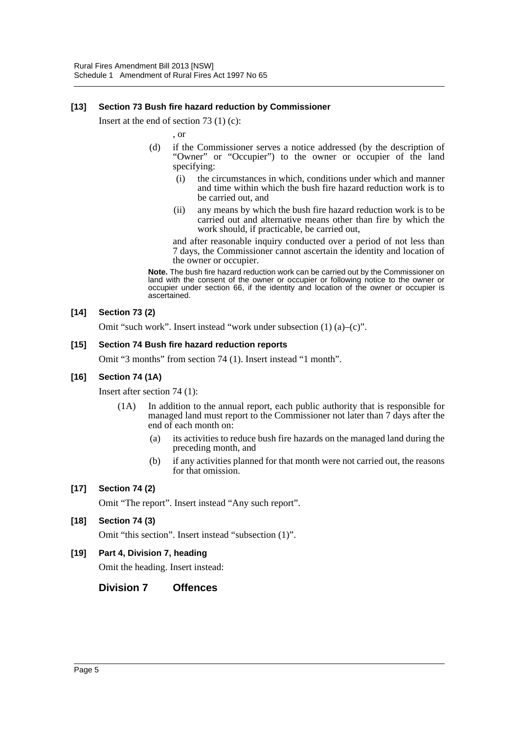### [13] Section 73 Bush fire hazard reduction by Commissioner

Insert at the end of section 73 (1) (c):

, or

(d) if the Commissioner serves a notice addressed (by the description of "Owner" or "Occupier") to the owner or occupier of the land specifying:

(i) the circumstances in which, conditions under which and manner and time within which the bush fire hazard reduction work is to be carried out, and

(ii) any means by which the bush fire hazard reduction work is to be carried out and alternative means other than fire by which the work should, if practicable, be carried out,

and after reasonable inquiry conducted over a period of not less than 7 days, the Commissioner cannot ascertain the identity and location of the owner or occupier.

**Note.** The bush fire hazard reduction work can be carried out by the Commissioner on land with the consent of the owner or occupier or following notice to the owner or occupier under section 66, if the identity and location of the owner or occupier is ascertained.

### [14] Section 73 (2)

Omit "such work". Insert instead "work under subsection (1) (a)–(c)".

### [15] Section 74 Bush fire hazard reduction reports

Omit "3 months" from section 74 (1). Insert instead "1 month".

### [16] Section 74 (1A)

Insert after section 74 (1):

(1A) In addition to the annual report, each public authority that is responsible for managed land must report to the Commissioner not later than 7 days after the end of each month on:

(a) its activities to reduce bush fire hazards on the managed land during the preceding month, and

(b) if any activities planned for that month were not carried out, the reasons for that omission.

### [17] Section 74 (2)

Omit "The report". Insert instead "Any such report".

### [18] Section 74 (3)

Omit "this section". Insert instead "subsection (1)".

### [19] Part 4, Division 7, heading

Omit the heading. Insert instead:

## Division 7 Offences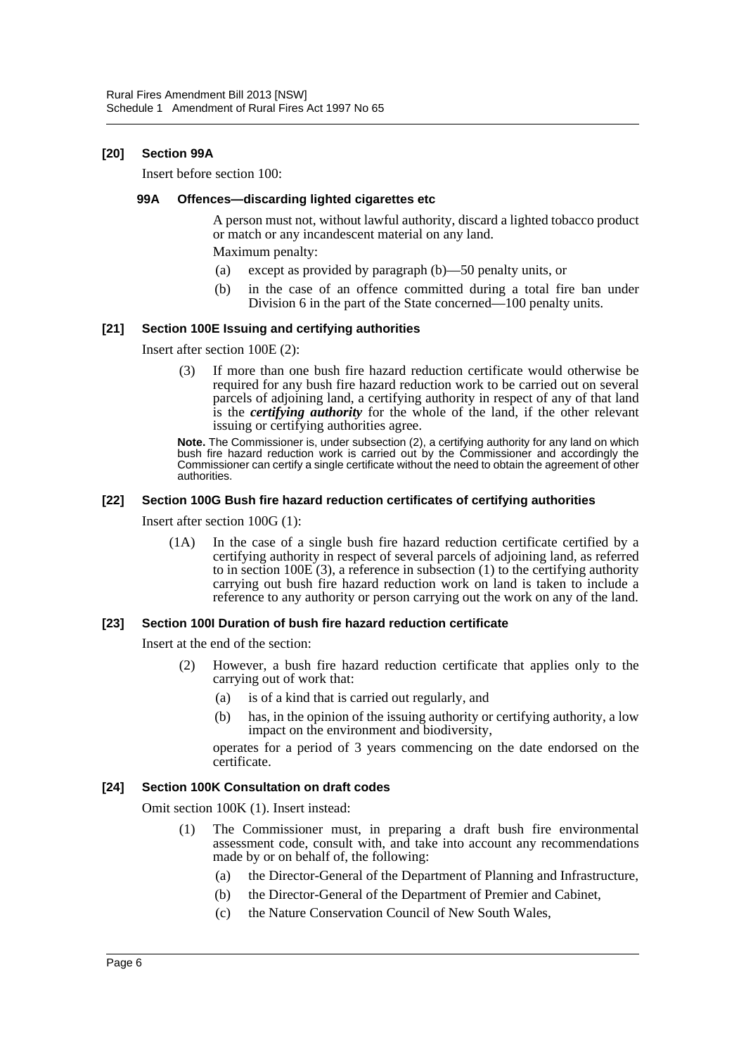### [20] Section 99A

Insert before section 100:

#### 99A Offences—discarding lighted cigarettes etc

A person must not, without lawful authority, discard a lighted tobacco product or match or any incandescent material on any land.

Maximum penalty:

(a) except as provided by paragraph (b)—50 penalty units, or

(b) in the case of an offence committed during a total fire ban under Division 6 in the part of the State concerned—100 penalty units.

### [21] Section 100E Issuing and certifying authorities

Insert after section 100E (2):

(3) If more than one bush fire hazard reduction certificate would otherwise be required for any bush fire hazard reduction work to be carried out on several parcels of adjoining land, a certifying authority in respect of any of that land is the ***certifying authority*** for the whole of the land, if the other relevant issuing or certifying authorities agree.

**Note.** The Commissioner is, under subsection (2), a certifying authority for any land on which bush fire hazard reduction work is carried out by the Commissioner and accordingly the Commissioner can certify a single certificate without the need to obtain the agreement of other authorities.

### [22] Section 100G Bush fire hazard reduction certificates of certifying authorities

Insert after section 100G (1):

(1A) In the case of a single bush fire hazard reduction certificate certified by a certifying authority in respect of several parcels of adjoining land, as referred to in section 100E (3), a reference in subsection (1) to the certifying authority carrying out bush fire hazard reduction work on land is taken to include a reference to any authority or person carrying out the work on any of the land.

### [23] Section 100I Duration of bush fire hazard reduction certificate

Insert at the end of the section:

(2) However, a bush fire hazard reduction certificate that applies only to the carrying out of work that:

(a) is of a kind that is carried out regularly, and

(b) has, in the opinion of the issuing authority or certifying authority, a low impact on the environment and biodiversity,

operates for a period of 3 years commencing on the date endorsed on the certificate.

### [24] Section 100K Consultation on draft codes

Omit section 100K (1). Insert instead:

(1) The Commissioner must, in preparing a draft bush fire environmental assessment code, consult with, and take into account any recommendations made by or on behalf of, the following:

(a) the Director-General of the Department of Planning and Infrastructure,

(b) the Director-General of the Department of Premier and Cabinet,

(c) the Nature Conservation Council of New South Wales,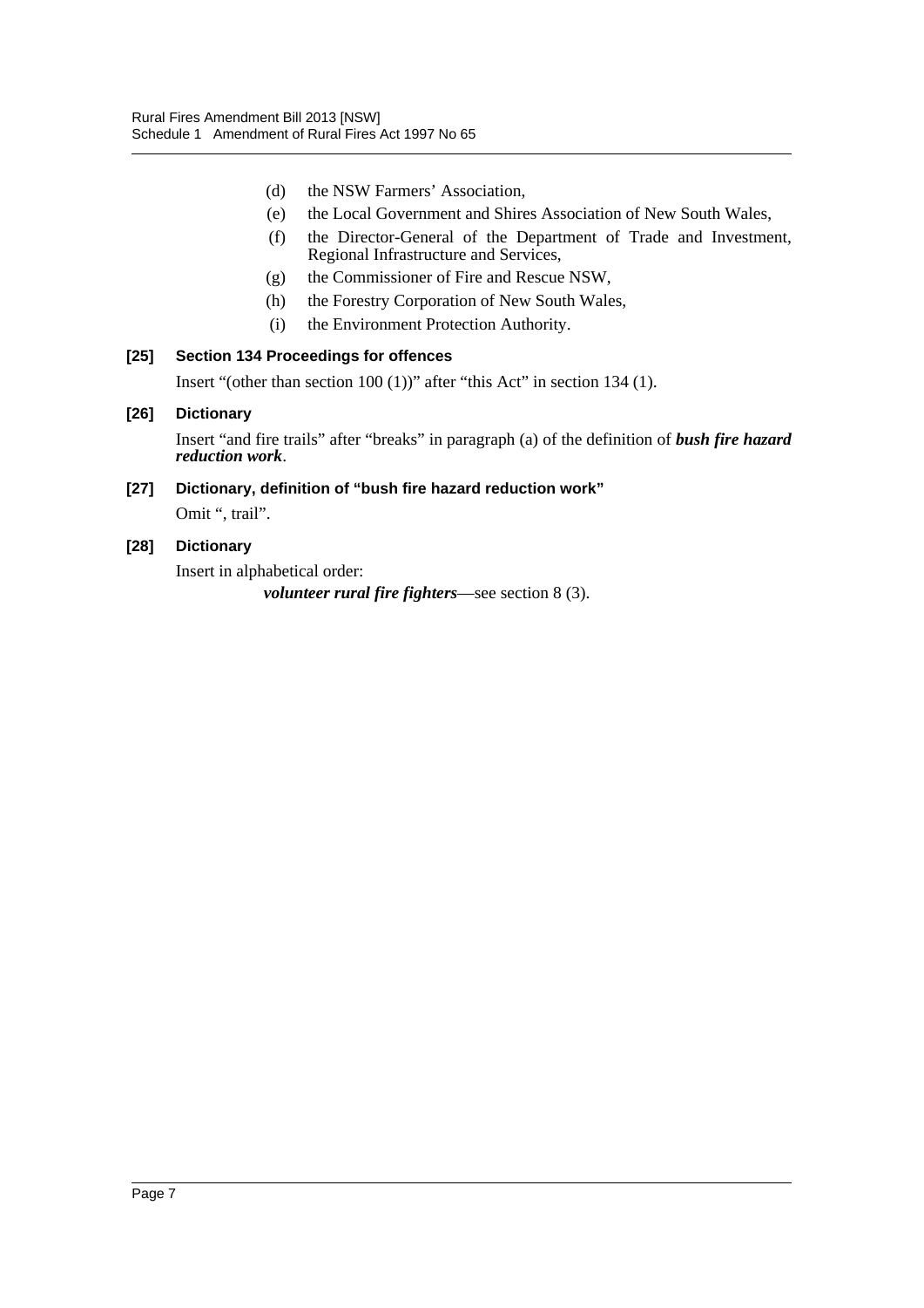(d) the NSW Farmers' Association,

(e) the Local Government and Shires Association of New South Wales,

(f) the Director-General of the Department of Trade and Investment, Regional Infrastructure and Services,

(g) the Commissioner of Fire and Rescue NSW,

(h) the Forestry Corporation of New South Wales,

(i) the Environment Protection Authority.

**[25] Section 134 Proceedings for offences**

Insert "(other than section 100 (1))" after "this Act" in section 134 (1).

**[26] Dictionary**

Insert "and fire trails" after "breaks" in paragraph (a) of the definition of ***bush fire hazard reduction work***.

**[27] Dictionary, definition of "bush fire hazard reduction work"**

Omit ", trail".

**[28] Dictionary**

Insert in alphabetical order:

***volunteer rural fire fighters***—see section 8 (3).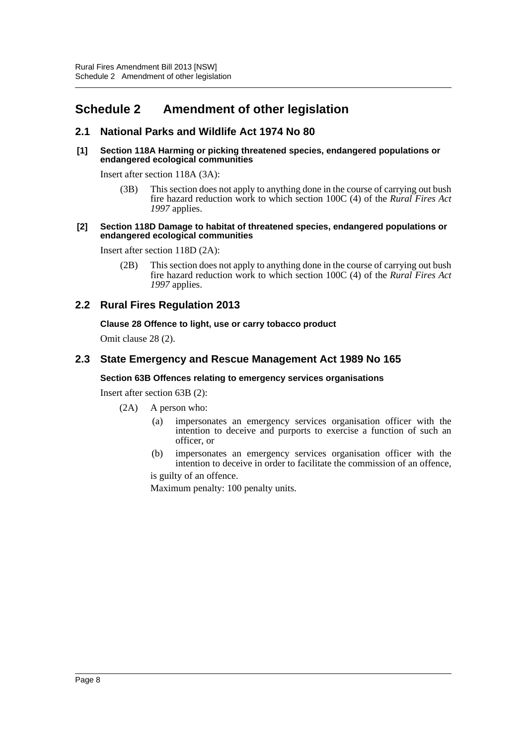# Schedule 2 Amendment of other legislation

## 2.1 National Parks and Wildlife Act 1974 No 80

**[1] Section 118A Harming or picking threatened species, endangered populations or endangered ecological communities**

Insert after section 118A (3A):

(3B) This section does not apply to anything done in the course of carrying out bush fire hazard reduction work to which section 100C (4) of the *Rural Fires Act 1997* applies.

**[2] Section 118D Damage to habitat of threatened species, endangered populations or endangered ecological communities**

Insert after section 118D (2A):

(2B) This section does not apply to anything done in the course of carrying out bush fire hazard reduction work to which section 100C (4) of the *Rural Fires Act 1997* applies.

## 2.2 Rural Fires Regulation 2013

**Clause 28 Offence to light, use or carry tobacco product**

Omit clause 28 (2).

## 2.3 State Emergency and Rescue Management Act 1989 No 165

**Section 63B Offences relating to emergency services organisations**

Insert after section 63B (2):

(2A) A person who:

(a) impersonates an emergency services organisation officer with the intention to deceive and purports to exercise a function of such an officer, or

(b) impersonates an emergency services organisation officer with the intention to deceive in order to facilitate the commission of an offence,

is guilty of an offence.

Maximum penalty: 100 penalty units.